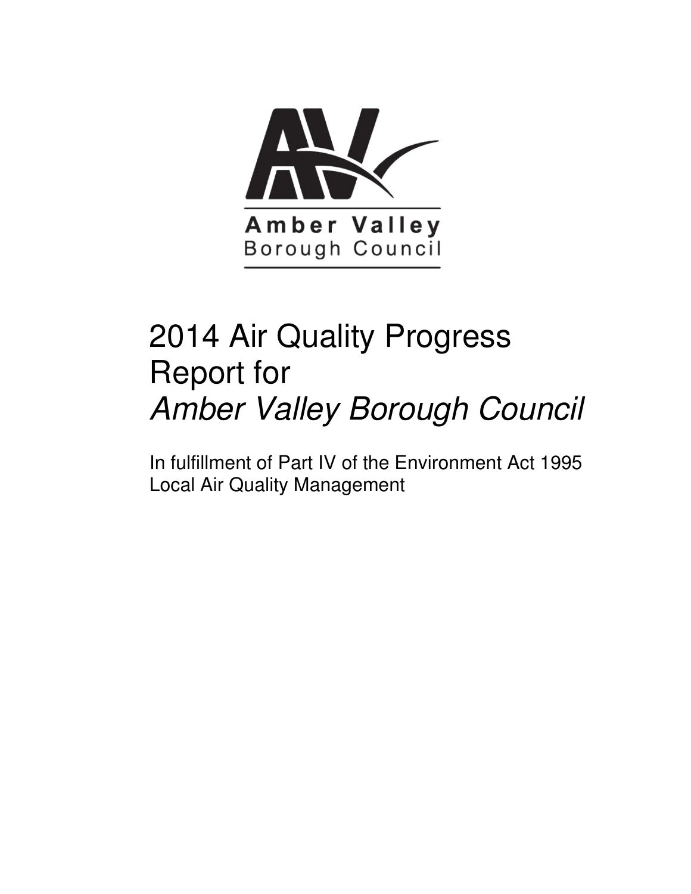Amber Valley
Borough Council

# 2014 Air Quality Progress Report for *Amber Valley Borough Council*

In fulfillment of Part IV of the Environment Act 1995
Local Air Quality Management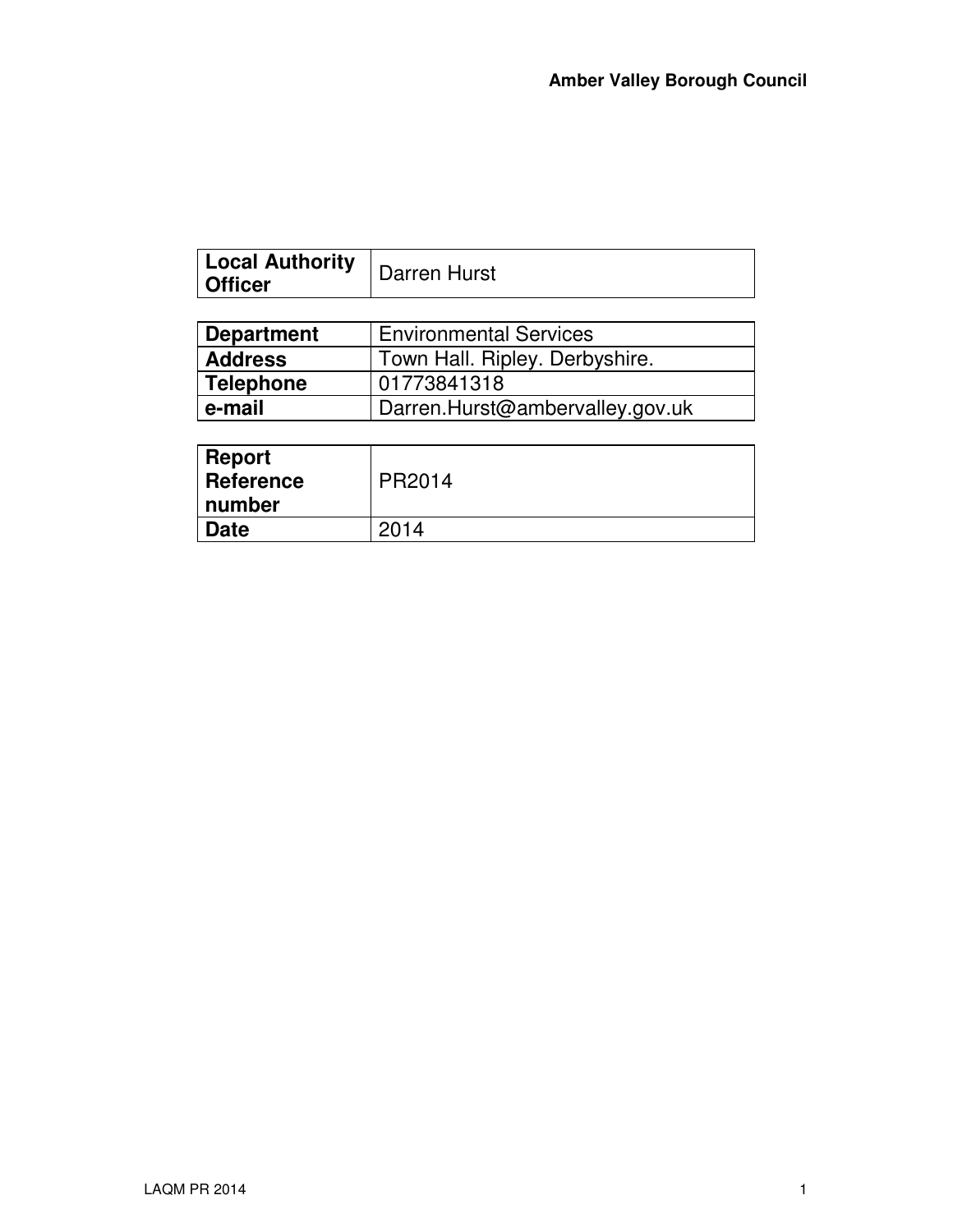| Local Authority Officer | Darren Hurst |
|---|---|

| Department | Environmental Services |
|---|---|
| Address | Town Hall. Ripley. Derbyshire. |
| Telephone | 01773841318 |
| e-mail | Darren.Hurst@ambervalley.gov.uk |

| Report Reference number | PR2014 |
|---|---|
| Date | 2014 |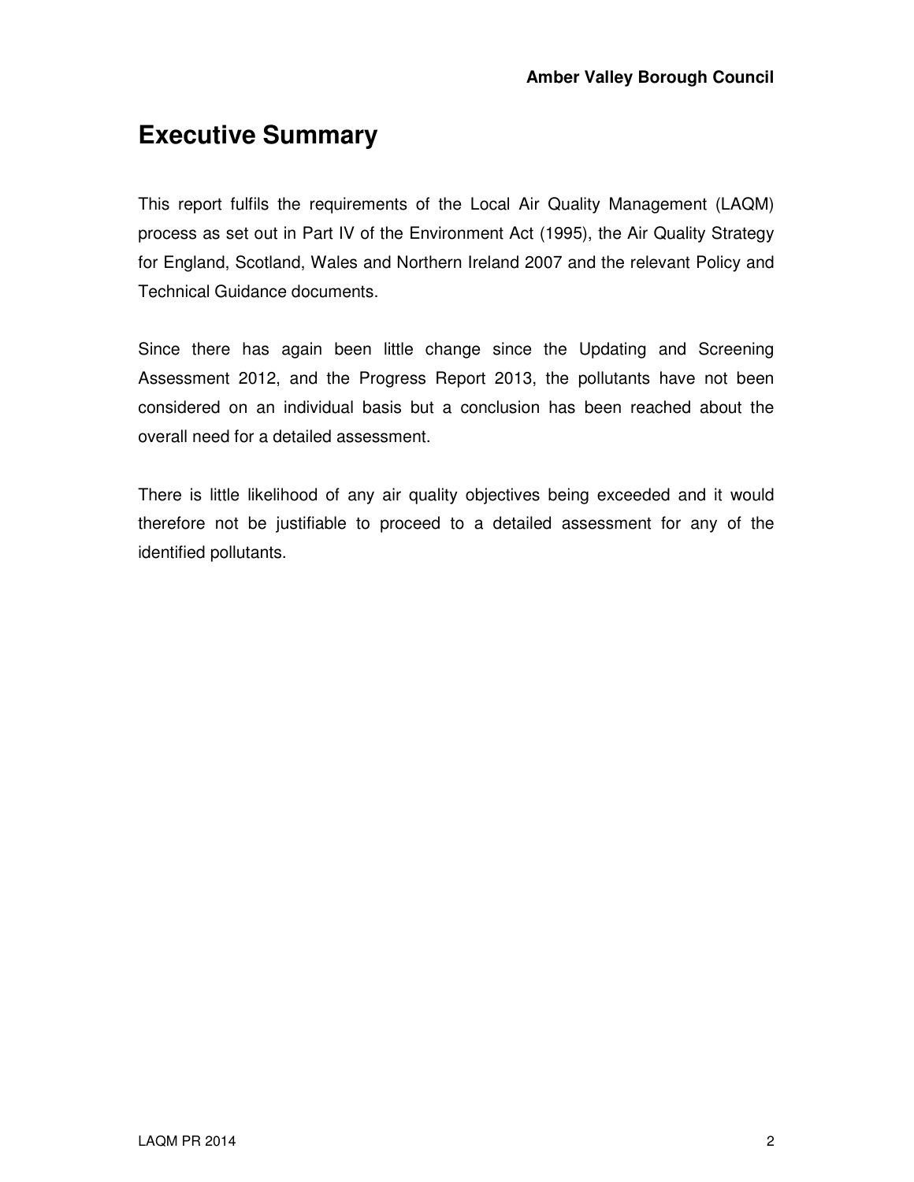# Executive Summary

This report fulfils the requirements of the Local Air Quality Management (LAQM) process as set out in Part IV of the Environment Act (1995), the Air Quality Strategy for England, Scotland, Wales and Northern Ireland 2007 and the relevant Policy and Technical Guidance documents.

Since there has again been little change since the Updating and Screening Assessment 2012, and the Progress Report 2013, the pollutants have not been considered on an individual basis but a conclusion has been reached about the overall need for a detailed assessment.

There is little likelihood of any air quality objectives being exceeded and it would therefore not be justifiable to proceed to a detailed assessment for any of the identified pollutants.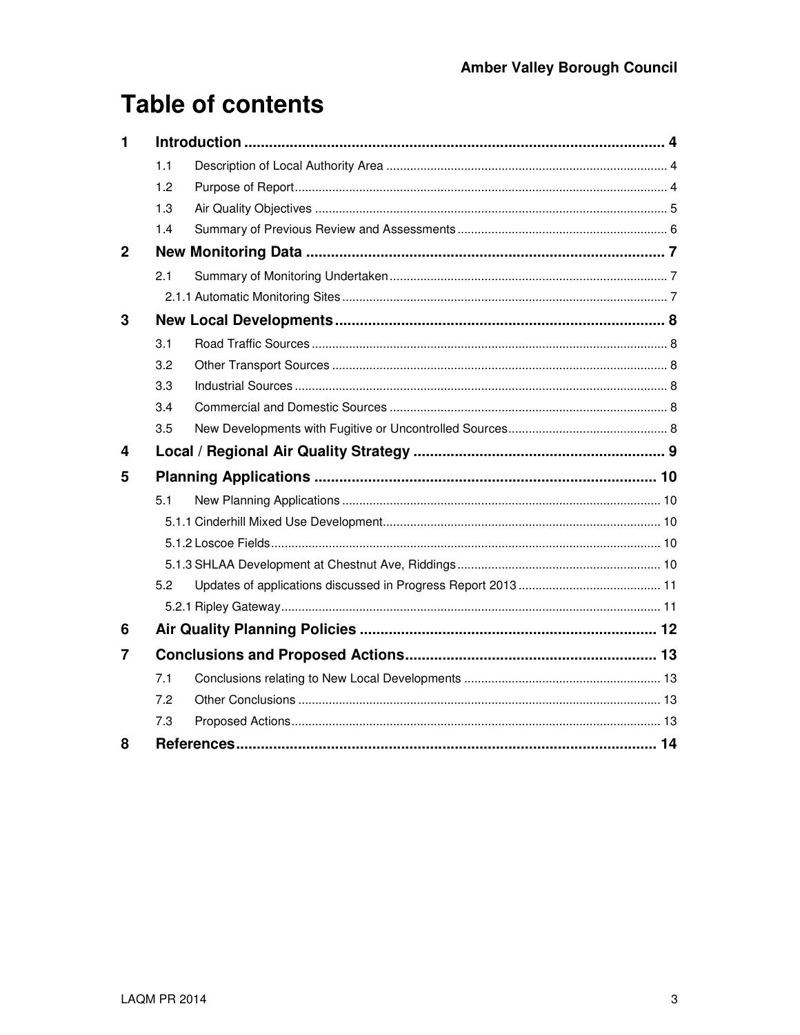# Table of contents

| | | |
|---|---|---|
| **1** | **Introduction** | **4** |
| 1.1 | Description of Local Authority Area | 4 |
| 1.2 | Purpose of Report | 4 |
| 1.3 | Air Quality Objectives | 5 |
| 1.4 | Summary of Previous Review and Assessments | 6 |
| **2** | **New Monitoring Data** | **7** |
| 2.1 | Summary of Monitoring Undertaken | 7 |
| 2.1.1 | Automatic Monitoring Sites | 7 |
| **3** | **New Local Developments** | **8** |
| 3.1 | Road Traffic Sources | 8 |
| 3.2 | Other Transport Sources | 8 |
| 3.3 | Industrial Sources | 8 |
| 3.4 | Commercial and Domestic Sources | 8 |
| 3.5 | New Developments with Fugitive or Uncontrolled Sources | 8 |
| **4** | **Local / Regional Air Quality Strategy** | **9** |
| **5** | **Planning Applications** | **10** |
| 5.1 | New Planning Applications | 10 |
| 5.1.1 | Cinderhill Mixed Use Development | 10 |
| 5.1.2 | Loscoe Fields | 10 |
| 5.1.3 | SHLAA Development at Chestnut Ave, Riddings | 10 |
| 5.2 | Updates of applications discussed in Progress Report 2013 | 11 |
| 5.2.1 | Ripley Gateway | 11 |
| **6** | **Air Quality Planning Policies** | **12** |
| **7** | **Conclusions and Proposed Actions** | **13** |
| 7.1 | Conclusions relating to New Local Developments | 13 |
| 7.2 | Other Conclusions | 13 |
| 7.3 | Proposed Actions | 13 |
| **8** | **References** | **14** |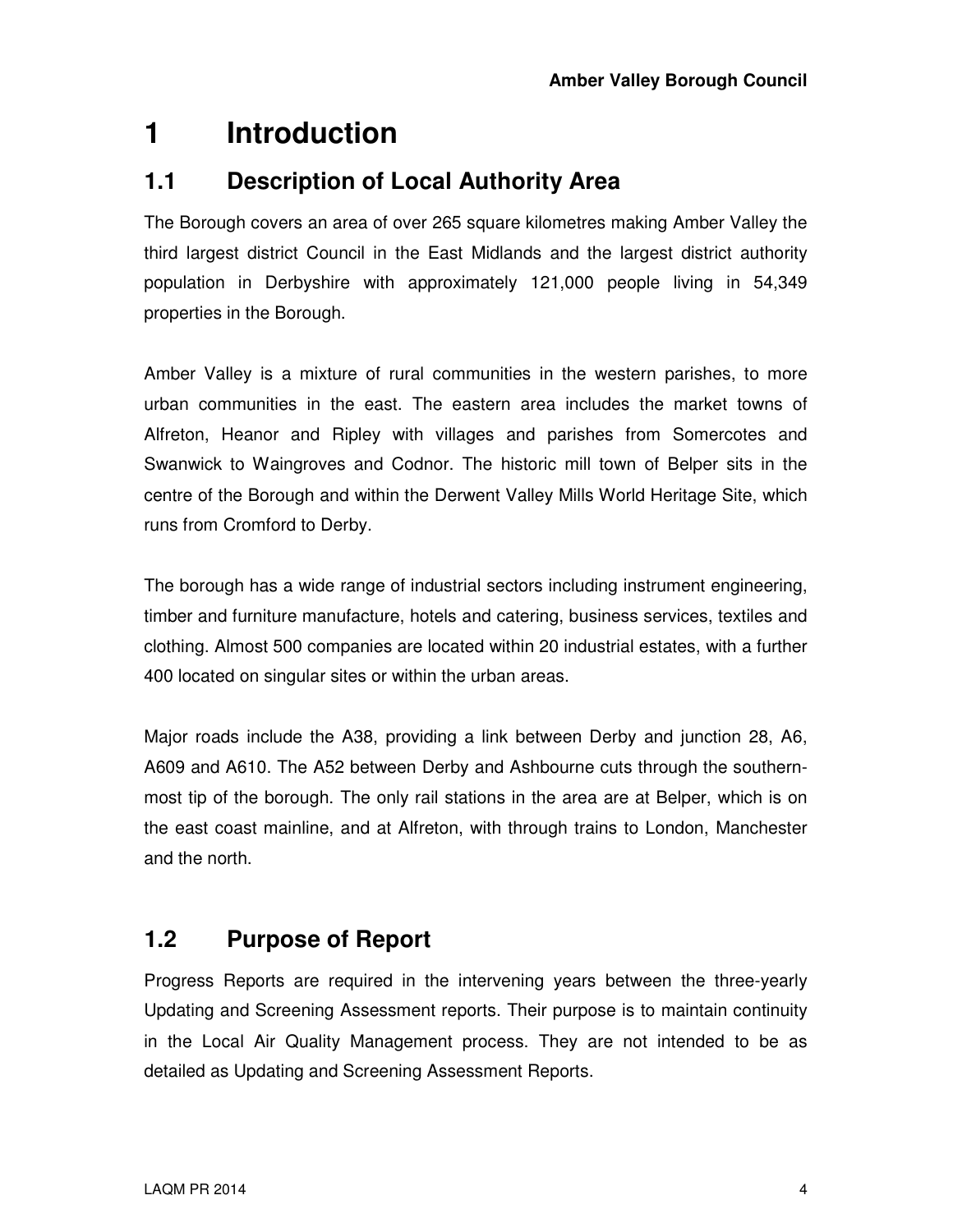# 1 Introduction

## 1.1 Description of Local Authority Area

The Borough covers an area of over 265 square kilometres making Amber Valley the third largest district Council in the East Midlands and the largest district authority population in Derbyshire with approximately 121,000 people living in 54,349 properties in the Borough.

Amber Valley is a mixture of rural communities in the western parishes, to more urban communities in the east. The eastern area includes the market towns of Alfreton, Heanor and Ripley with villages and parishes from Somercotes and Swanwick to Waingroves and Codnor. The historic mill town of Belper sits in the centre of the Borough and within the Derwent Valley Mills World Heritage Site, which runs from Cromford to Derby.

The borough has a wide range of industrial sectors including instrument engineering, timber and furniture manufacture, hotels and catering, business services, textiles and clothing. Almost 500 companies are located within 20 industrial estates, with a further 400 located on singular sites or within the urban areas.

Major roads include the A38, providing a link between Derby and junction 28, A6, A609 and A610. The A52 between Derby and Ashbourne cuts through the southern-most tip of the borough. The only rail stations in the area are at Belper, which is on the east coast mainline, and at Alfreton, with through trains to London, Manchester and the north.

## 1.2 Purpose of Report

Progress Reports are required in the intervening years between the three-yearly Updating and Screening Assessment reports. Their purpose is to maintain continuity in the Local Air Quality Management process. They are not intended to be as detailed as Updating and Screening Assessment Reports.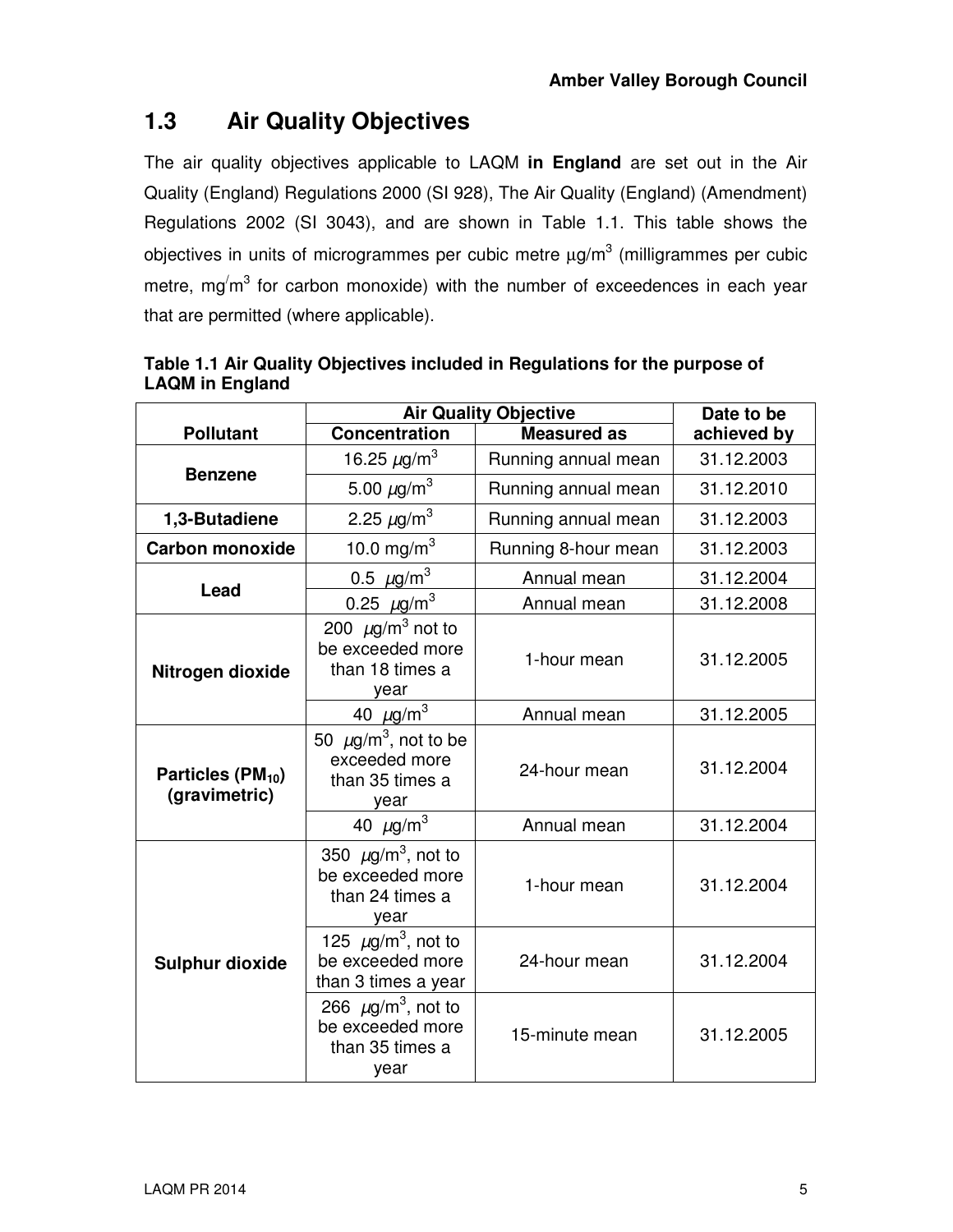## 1.3 Air Quality Objectives

The air quality objectives applicable to LAQM **in England** are set out in the Air Quality (England) Regulations 2000 (SI 928), The Air Quality (England) (Amendment) Regulations 2002 (SI 3043), and are shown in Table 1.1. This table shows the objectives in units of microgrammes per cubic metre µg/m$^3$ (milligrammes per cubic metre, mg/m$^3$ for carbon monoxide) with the number of exceedences in each year that are permitted (where applicable).

**Table 1.1 Air Quality Objectives included in Regulations for the purpose of LAQM in England**

| Pollutant | Air Quality Objective | | Date to be achieved by |
|---|---|---|---|
| | **Concentration** | **Measured as** | |
| **Benzene** | 16.25 µg/m$^3$ | Running annual mean | 31.12.2003 |
| | 5.00 µg/m$^3$ | Running annual mean | 31.12.2010 |
| **1,3-Butadiene** | 2.25 µg/m$^3$ | Running annual mean | 31.12.2003 |
| **Carbon monoxide** | 10.0 mg/m$^3$ | Running 8-hour mean | 31.12.2003 |
| **Lead** | 0.5 µg/m$^3$ | Annual mean | 31.12.2004 |
| | 0.25 µg/m$^3$ | Annual mean | 31.12.2008 |
| **Nitrogen dioxide** | 200 µg/m$^3$ not to be exceeded more than 18 times a year | 1-hour mean | 31.12.2005 |
| | 40 µg/m$^3$ | Annual mean | 31.12.2005 |
| **Particles ($PM_{10}$) (gravimetric)** | 50 µg/m$^3$, not to be exceeded more than 35 times a year | 24-hour mean | 31.12.2004 |
| | 40 µg/m$^3$ | Annual mean | 31.12.2004 |
| **Sulphur dioxide** | 350 µg/m$^3$, not to be exceeded more than 24 times a year | 1-hour mean | 31.12.2004 |
| | 125 µg/m$^3$, not to be exceeded more than 3 times a year | 24-hour mean | 31.12.2004 |
| | 266 µg/m$^3$, not to be exceeded more than 35 times a year | 15-minute mean | 31.12.2005 |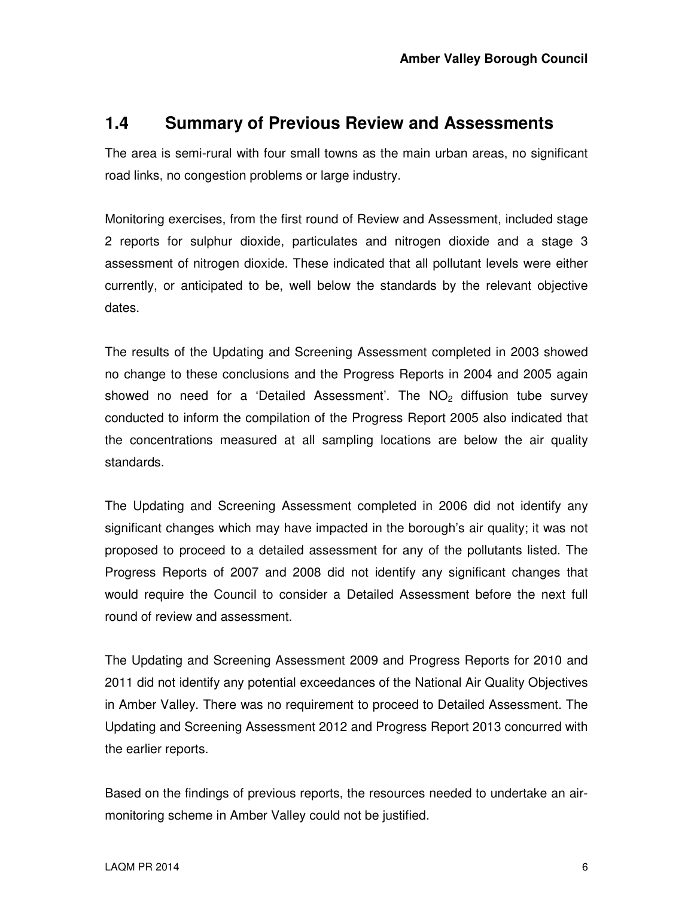## 1.4 Summary of Previous Review and Assessments

The area is semi-rural with four small towns as the main urban areas, no significant road links, no congestion problems or large industry.

Monitoring exercises, from the first round of Review and Assessment, included stage 2 reports for sulphur dioxide, particulates and nitrogen dioxide and a stage 3 assessment of nitrogen dioxide. These indicated that all pollutant levels were either currently, or anticipated to be, well below the standards by the relevant objective dates.

The results of the Updating and Screening Assessment completed in 2003 showed no change to these conclusions and the Progress Reports in 2004 and 2005 again showed no need for a 'Detailed Assessment'. The $NO_2$ diffusion tube survey conducted to inform the compilation of the Progress Report 2005 also indicated that the concentrations measured at all sampling locations are below the air quality standards.

The Updating and Screening Assessment completed in 2006 did not identify any significant changes which may have impacted in the borough's air quality; it was not proposed to proceed to a detailed assessment for any of the pollutants listed. The Progress Reports of 2007 and 2008 did not identify any significant changes that would require the Council to consider a Detailed Assessment before the next full round of review and assessment.

The Updating and Screening Assessment 2009 and Progress Reports for 2010 and 2011 did not identify any potential exceedances of the National Air Quality Objectives in Amber Valley. There was no requirement to proceed to Detailed Assessment. The Updating and Screening Assessment 2012 and Progress Report 2013 concurred with the earlier reports.

Based on the findings of previous reports, the resources needed to undertake an air-monitoring scheme in Amber Valley could not be justified.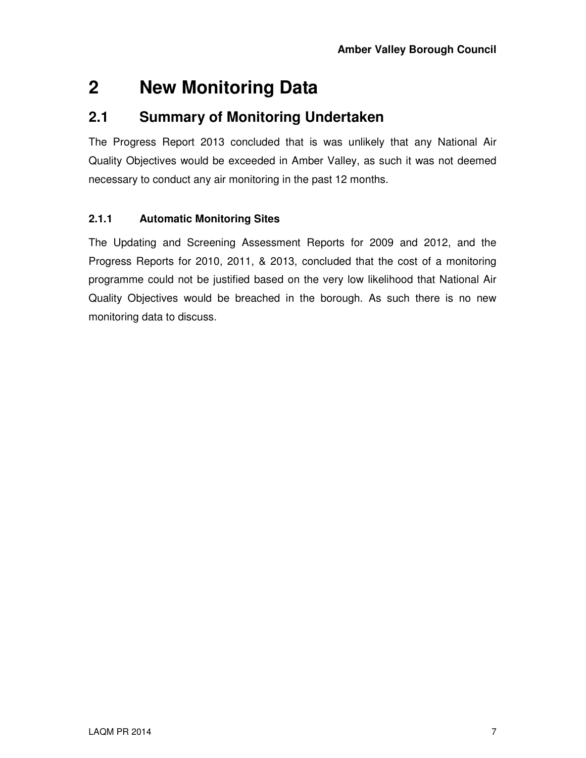# 2 New Monitoring Data

## 2.1 Summary of Monitoring Undertaken

The Progress Report 2013 concluded that is was unlikely that any National Air Quality Objectives would be exceeded in Amber Valley, as such it was not deemed necessary to conduct any air monitoring in the past 12 months.

### 2.1.1 Automatic Monitoring Sites

The Updating and Screening Assessment Reports for 2009 and 2012, and the Progress Reports for 2010, 2011, & 2013, concluded that the cost of a monitoring programme could not be justified based on the very low likelihood that National Air Quality Objectives would be breached in the borough. As such there is no new monitoring data to discuss.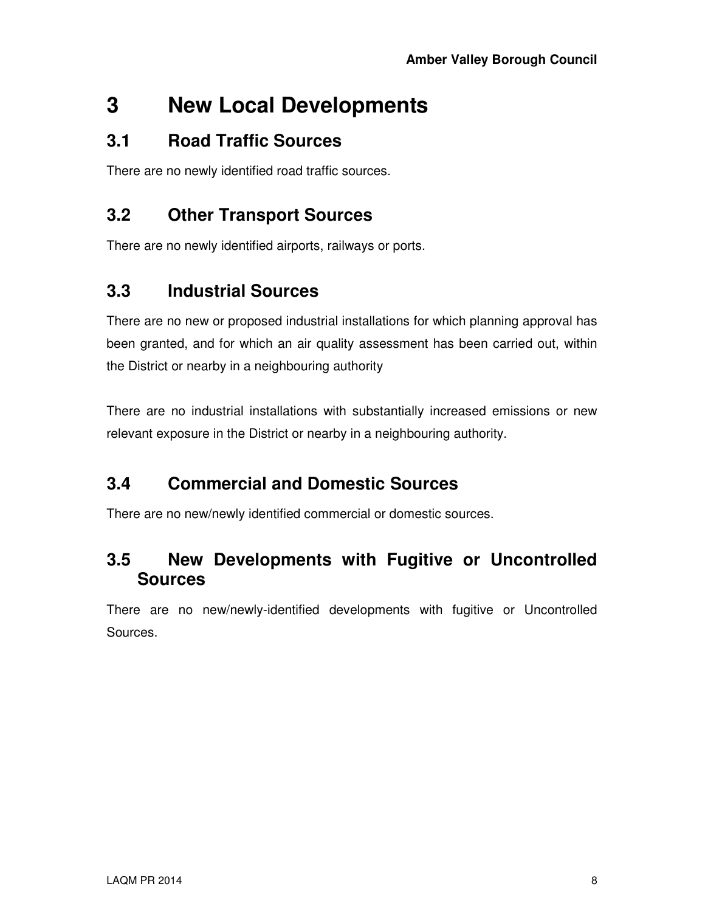# 3 New Local Developments

## 3.1 Road Traffic Sources

There are no newly identified road traffic sources.

## 3.2 Other Transport Sources

There are no newly identified airports, railways or ports.

## 3.3 Industrial Sources

There are no new or proposed industrial installations for which planning approval has been granted, and for which an air quality assessment has been carried out, within the District or nearby in a neighbouring authority

There are no industrial installations with substantially increased emissions or new relevant exposure in the District or nearby in a neighbouring authority.

## 3.4 Commercial and Domestic Sources

There are no new/newly identified commercial or domestic sources.

## 3.5 New Developments with Fugitive or Uncontrolled Sources

There are no new/newly-identified developments with fugitive or Uncontrolled Sources.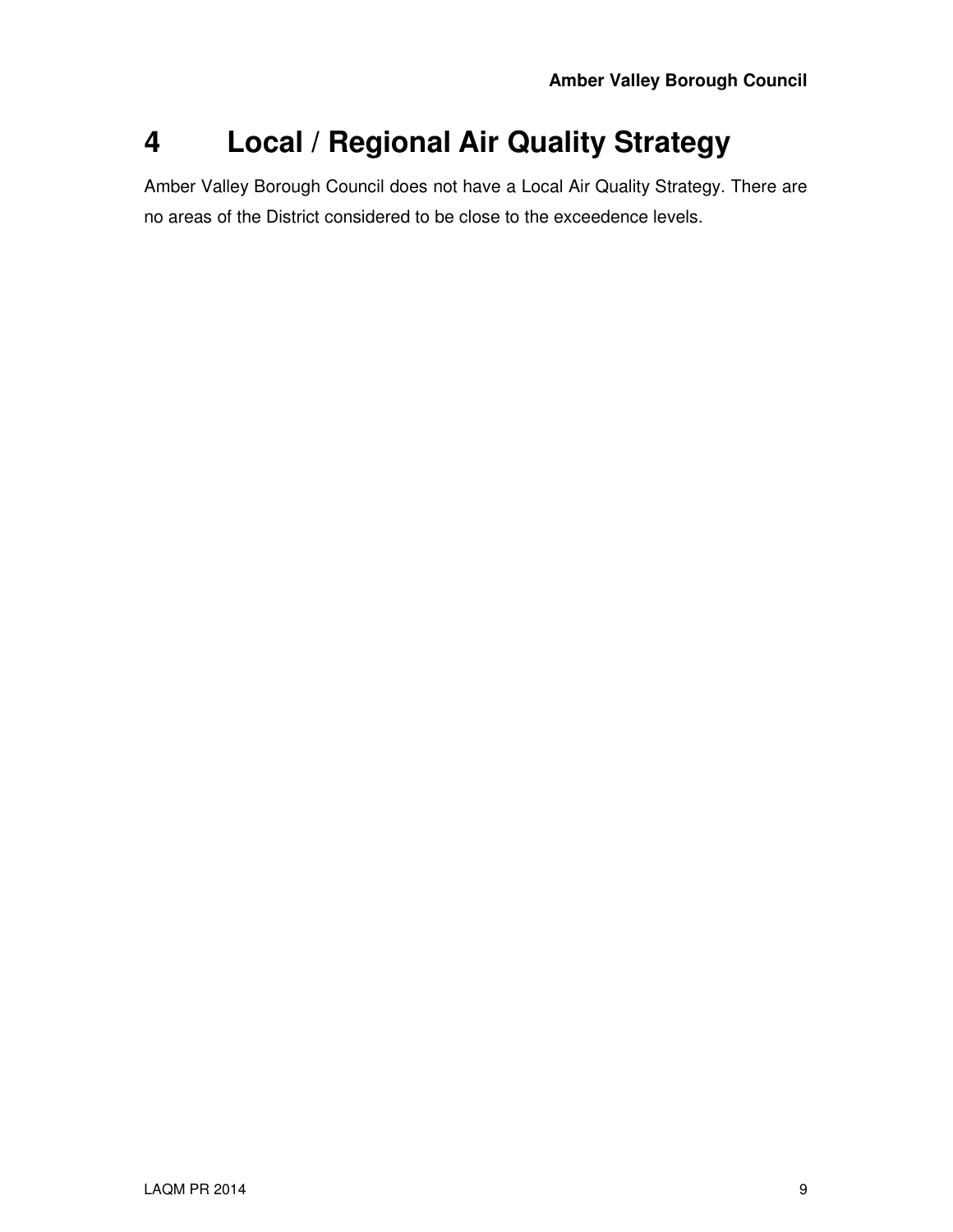# 4 Local / Regional Air Quality Strategy

Amber Valley Borough Council does not have a Local Air Quality Strategy. There are no areas of the District considered to be close to the exceedence levels.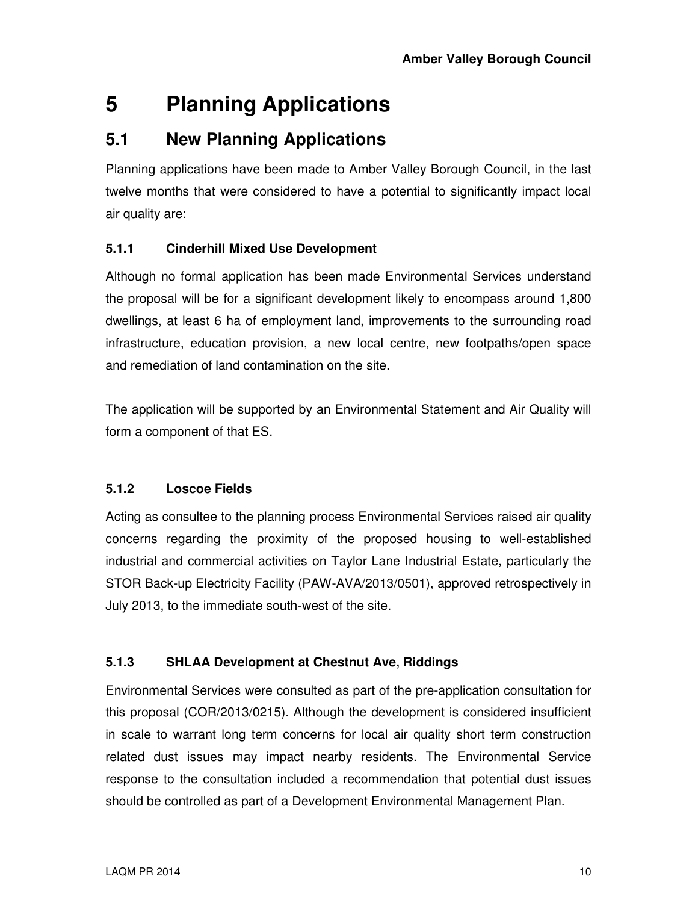# 5 Planning Applications

## 5.1 New Planning Applications

Planning applications have been made to Amber Valley Borough Council, in the last twelve months that were considered to have a potential to significantly impact local air quality are:

### 5.1.1 Cinderhill Mixed Use Development

Although no formal application has been made Environmental Services understand the proposal will be for a significant development likely to encompass around 1,800 dwellings, at least 6 ha of employment land, improvements to the surrounding road infrastructure, education provision, a new local centre, new footpaths/open space and remediation of land contamination on the site.

The application will be supported by an Environmental Statement and Air Quality will form a component of that ES.

### 5.1.2 Loscoe Fields

Acting as consultee to the planning process Environmental Services raised air quality concerns regarding the proximity of the proposed housing to well-established industrial and commercial activities on Taylor Lane Industrial Estate, particularly the STOR Back-up Electricity Facility (PAW-AVA/2013/0501), approved retrospectively in July 2013, to the immediate south-west of the site.

### 5.1.3 SHLAA Development at Chestnut Ave, Riddings

Environmental Services were consulted as part of the pre-application consultation for this proposal (COR/2013/0215). Although the development is considered insufficient in scale to warrant long term concerns for local air quality short term construction related dust issues may impact nearby residents. The Environmental Service response to the consultation included a recommendation that potential dust issues should be controlled as part of a Development Environmental Management Plan.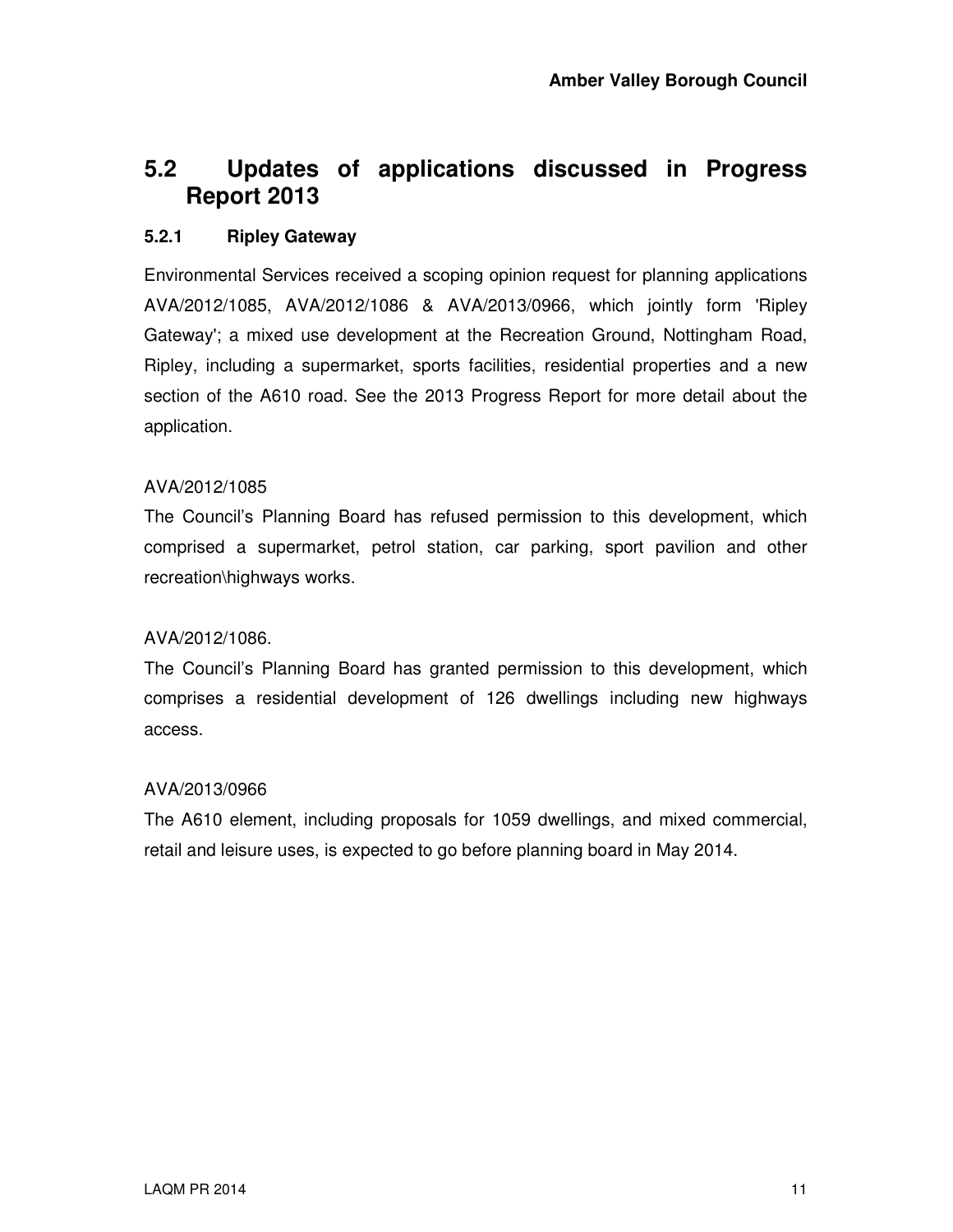## 5.2 Updates of applications discussed in Progress Report 2013

### 5.2.1 Ripley Gateway

Environmental Services received a scoping opinion request for planning applications AVA/2012/1085, AVA/2012/1086 & AVA/2013/0966, which jointly form 'Ripley Gateway'; a mixed use development at the Recreation Ground, Nottingham Road, Ripley, including a supermarket, sports facilities, residential properties and a new section of the A610 road. See the 2013 Progress Report for more detail about the application.

AVA/2012/1085

The Council's Planning Board has refused permission to this development, which comprised a supermarket, petrol station, car parking, sport pavilion and other recreation\highways works.

AVA/2012/1086.

The Council's Planning Board has granted permission to this development, which comprises a residential development of 126 dwellings including new highways access.

AVA/2013/0966

The A610 element, including proposals for 1059 dwellings, and mixed commercial, retail and leisure uses, is expected to go before planning board in May 2014.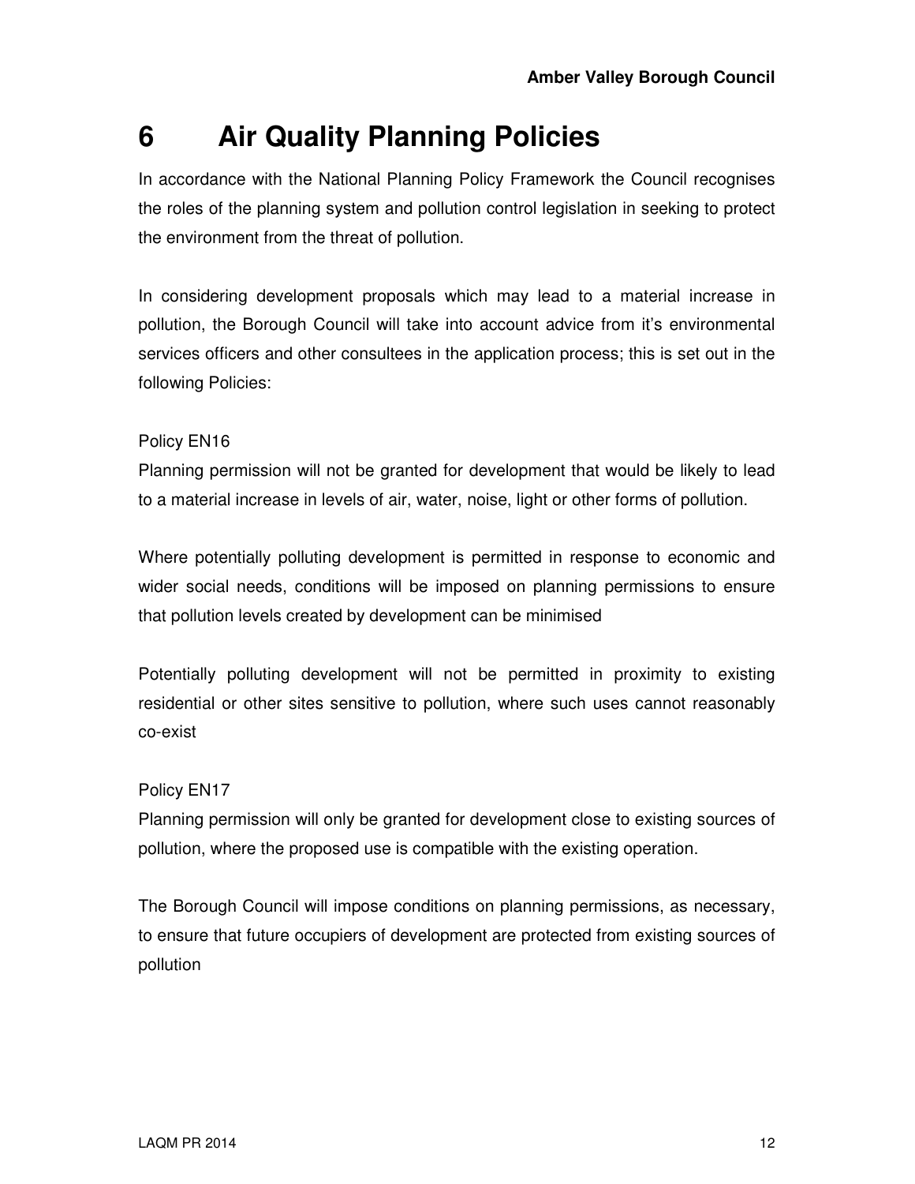# 6 Air Quality Planning Policies

In accordance with the National Planning Policy Framework the Council recognises the roles of the planning system and pollution control legislation in seeking to protect the environment from the threat of pollution.

In considering development proposals which may lead to a material increase in pollution, the Borough Council will take into account advice from it's environmental services officers and other consultees in the application process; this is set out in the following Policies:

Policy EN16

Planning permission will not be granted for development that would be likely to lead to a material increase in levels of air, water, noise, light or other forms of pollution.

Where potentially polluting development is permitted in response to economic and wider social needs, conditions will be imposed on planning permissions to ensure that pollution levels created by development can be minimised

Potentially polluting development will not be permitted in proximity to existing residential or other sites sensitive to pollution, where such uses cannot reasonably co-exist

Policy EN17

Planning permission will only be granted for development close to existing sources of pollution, where the proposed use is compatible with the existing operation.

The Borough Council will impose conditions on planning permissions, as necessary, to ensure that future occupiers of development are protected from existing sources of pollution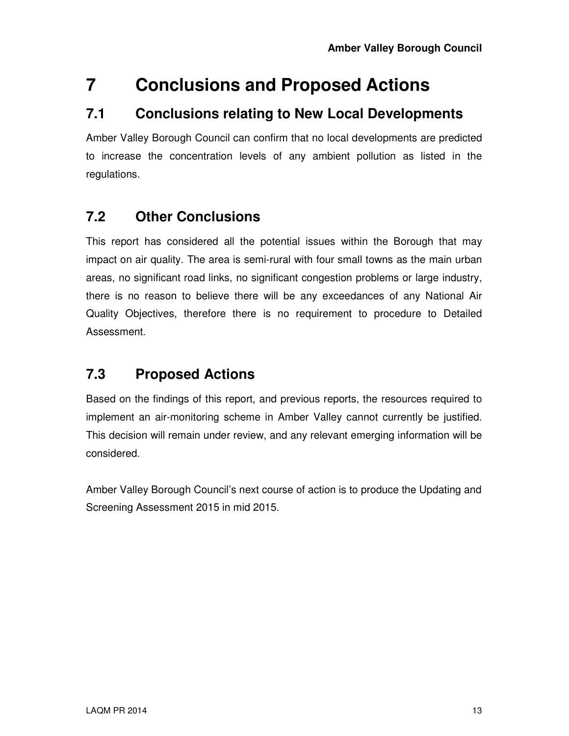# 7 Conclusions and Proposed Actions

## 7.1 Conclusions relating to New Local Developments

Amber Valley Borough Council can confirm that no local developments are predicted to increase the concentration levels of any ambient pollution as listed in the regulations.

## 7.2 Other Conclusions

This report has considered all the potential issues within the Borough that may impact on air quality. The area is semi-rural with four small towns as the main urban areas, no significant road links, no significant congestion problems or large industry, there is no reason to believe there will be any exceedances of any National Air Quality Objectives, therefore there is no requirement to procedure to Detailed Assessment.

## 7.3 Proposed Actions

Based on the findings of this report, and previous reports, the resources required to implement an air-monitoring scheme in Amber Valley cannot currently be justified. This decision will remain under review, and any relevant emerging information will be considered.

Amber Valley Borough Council's next course of action is to produce the Updating and Screening Assessment 2015 in mid 2015.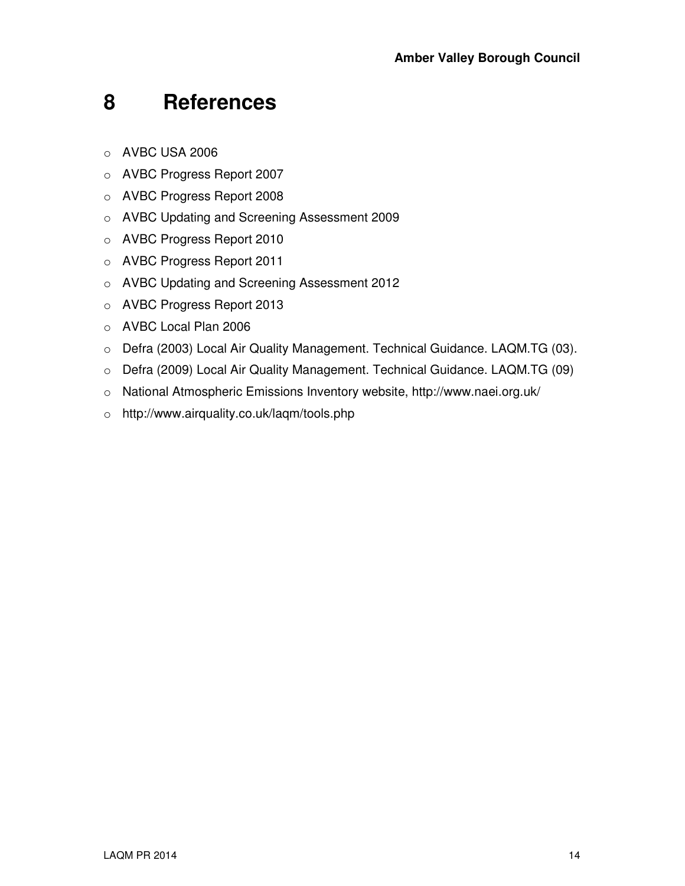# 8 References

- AVBC USA 2006
- AVBC Progress Report 2007
- AVBC Progress Report 2008
- AVBC Updating and Screening Assessment 2009
- AVBC Progress Report 2010
- AVBC Progress Report 2011
- AVBC Updating and Screening Assessment 2012
- AVBC Progress Report 2013
- AVBC Local Plan 2006
- Defra (2003) Local Air Quality Management. Technical Guidance. LAQM.TG (03).
- Defra (2009) Local Air Quality Management. Technical Guidance. LAQM.TG (09)
- National Atmospheric Emissions Inventory website, http://www.naei.org.uk/
- http://www.airquality.co.uk/laqm/tools.php